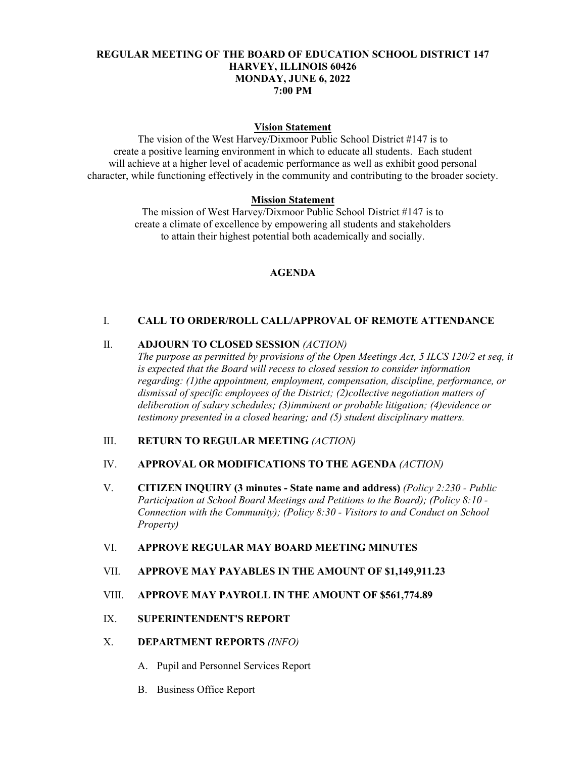# REGULAR MEETING OF THE BOARD OF EDUCATION SCHOOL DISTRICT 147
# HARVEY, ILLINOIS 60426
# MONDAY, JUNE 6, 2022
# 7:00 PM

## Vision Statement

The vision of the West Harvey/Dixmoor Public School District #147 is to create a positive learning environment in which to educate all students. Each student will achieve at a higher level of academic performance as well as exhibit good personal character, while functioning effectively in the community and contributing to the broader society.

## Mission Statement

The mission of West Harvey/Dixmoor Public School District #147 is to create a climate of excellence by empowering all students and stakeholders to attain their highest potential both academically and socially.

## AGENDA

I. **CALL TO ORDER/ROLL CALL/APPROVAL OF REMOTE ATTENDANCE**

II. **ADJOURN TO CLOSED SESSION** *(ACTION)*
*The purpose as permitted by provisions of the Open Meetings Act, 5 ILCS 120/2 et seq, it is expected that the Board will recess to closed session to consider information regarding: (1)the appointment, employment, compensation, discipline, performance, or dismissal of specific employees of the District; (2)collective negotiation matters of deliberation of salary schedules; (3)imminent or probable litigation; (4)evidence or testimony presented in a closed hearing; and (5) student disciplinary matters.*

III. **RETURN TO REGULAR MEETING** *(ACTION)*

IV. **APPROVAL OR MODIFICATIONS TO THE AGENDA** *(ACTION)*

V. **CITIZEN INQUIRY (3 minutes - State name and address)** *(Policy 2:230 - Public Participation at School Board Meetings and Petitions to the Board); (Policy 8:10 - Connection with the Community); (Policy 8:30 - Visitors to and Conduct on School Property)*

VI. **APPROVE REGULAR MAY BOARD MEETING MINUTES**

VII. **APPROVE MAY PAYABLES IN THE AMOUNT OF $1,149,911.23**

VIII. **APPROVE MAY PAYROLL IN THE AMOUNT OF $561,774.89**

IX. **SUPERINTENDENT'S REPORT**

X. **DEPARTMENT REPORTS** *(INFO)*

   A. Pupil and Personnel Services Report

   B. Business Office Report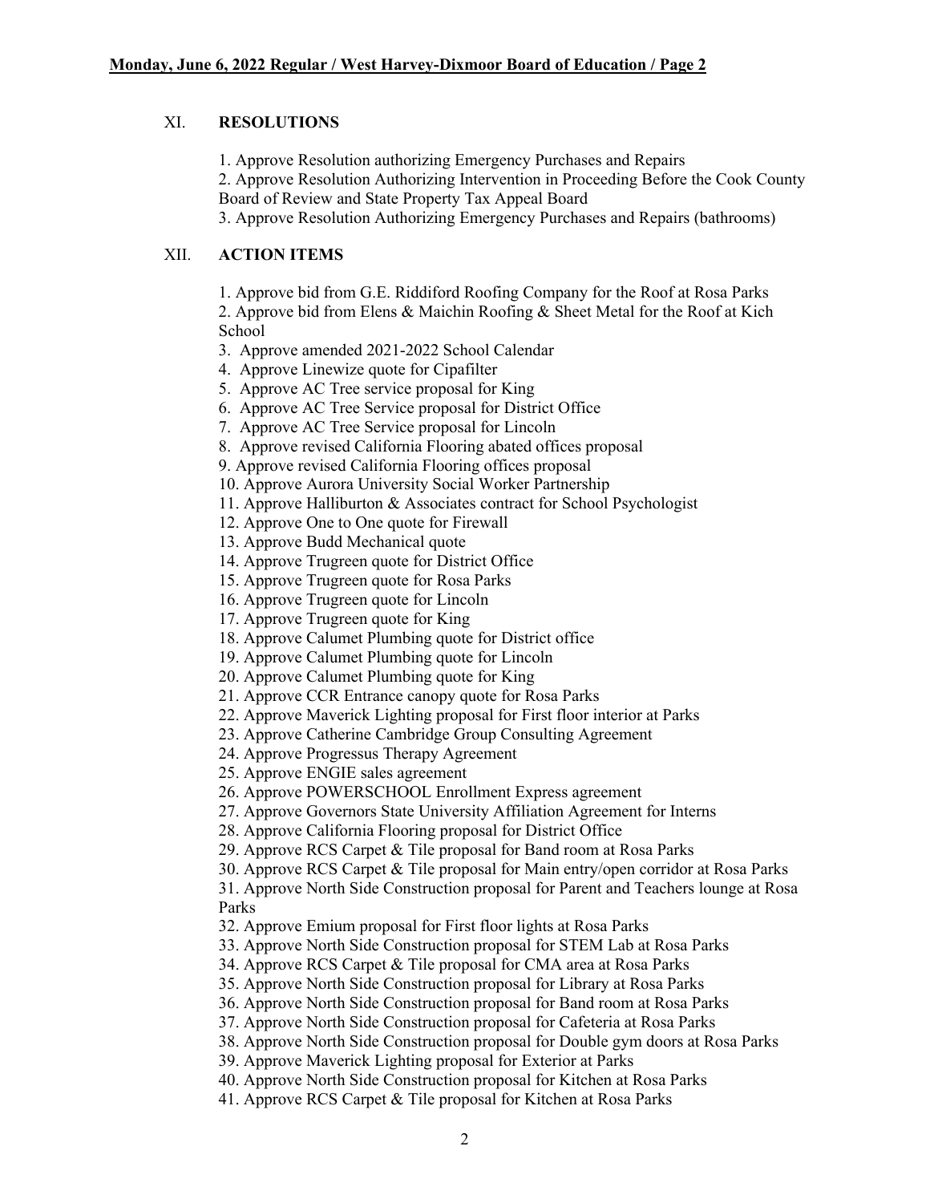## XI. RESOLUTIONS

1. Approve Resolution authorizing Emergency Purchases and Repairs
2. Approve Resolution Authorizing Intervention in Proceeding Before the Cook County Board of Review and State Property Tax Appeal Board
3. Approve Resolution Authorizing Emergency Purchases and Repairs (bathrooms)

## XII. ACTION ITEMS

1. Approve bid from G.E. Riddiford Roofing Company for the Roof at Rosa Parks
2. Approve bid from Elens & Maichin Roofing & Sheet Metal for the Roof at Kich School
3. Approve amended 2021-2022 School Calendar
4. Approve Linewize quote for Cipafilter
5. Approve AC Tree service proposal for King
6. Approve AC Tree Service proposal for District Office
7. Approve AC Tree Service proposal for Lincoln
8. Approve revised California Flooring abated offices proposal
9. Approve revised California Flooring offices proposal
10. Approve Aurora University Social Worker Partnership
11. Approve Halliburton & Associates contract for School Psychologist
12. Approve One to One quote for Firewall
13. Approve Budd Mechanical quote
14. Approve Trugreen quote for District Office
15. Approve Trugreen quote for Rosa Parks
16. Approve Trugreen quote for Lincoln
17. Approve Trugreen quote for King
18. Approve Calumet Plumbing quote for District office
19. Approve Calumet Plumbing quote for Lincoln
20. Approve Calumet Plumbing quote for King
21. Approve CCR Entrance canopy quote for Rosa Parks
22. Approve Maverick Lighting proposal for First floor interior at Parks
23. Approve Catherine Cambridge Group Consulting Agreement
24. Approve Progressus Therapy Agreement
25. Approve ENGIE sales agreement
26. Approve POWERSCHOOL Enrollment Express agreement
27. Approve Governors State University Affiliation Agreement for Interns
28. Approve California Flooring proposal for District Office
29. Approve RCS Carpet & Tile proposal for Band room at Rosa Parks
30. Approve RCS Carpet & Tile proposal for Main entry/open corridor at Rosa Parks
31. Approve North Side Construction proposal for Parent and Teachers lounge at Rosa Parks
32. Approve Emium proposal for First floor lights at Rosa Parks
33. Approve North Side Construction proposal for STEM Lab at Rosa Parks
34. Approve RCS Carpet & Tile proposal for CMA area at Rosa Parks
35. Approve North Side Construction proposal for Library at Rosa Parks
36. Approve North Side Construction proposal for Band room at Rosa Parks
37. Approve North Side Construction proposal for Cafeteria at Rosa Parks
38. Approve North Side Construction proposal for Double gym doors at Rosa Parks
39. Approve Maverick Lighting proposal for Exterior at Parks
40. Approve North Side Construction proposal for Kitchen at Rosa Parks
41. Approve RCS Carpet & Tile proposal for Kitchen at Rosa Parks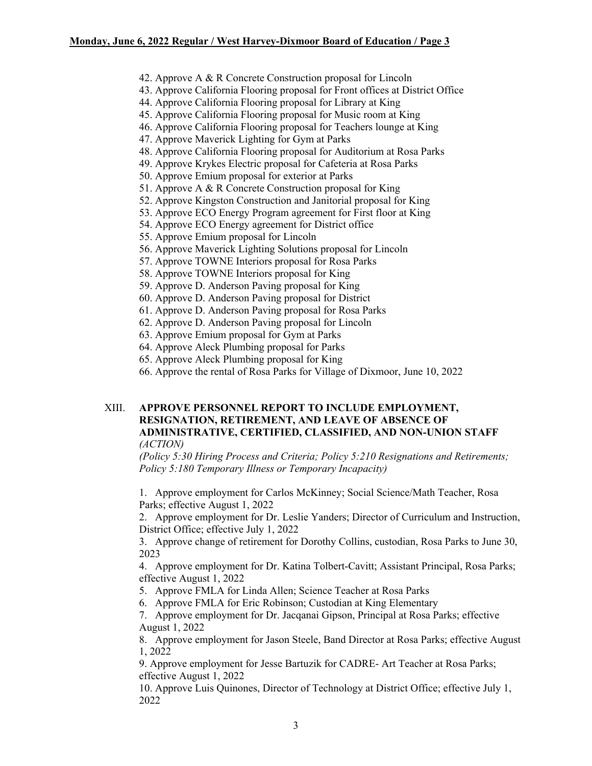42. Approve A & R Concrete Construction proposal for Lincoln
43. Approve California Flooring proposal for Front offices at District Office
44. Approve California Flooring proposal for Library at King
45. Approve California Flooring proposal for Music room at King
46. Approve California Flooring proposal for Teachers lounge at King
47. Approve Maverick Lighting for Gym at Parks
48. Approve California Flooring proposal for Auditorium at Rosa Parks
49. Approve Krykes Electric proposal for Cafeteria at Rosa Parks
50. Approve Emium proposal for exterior at Parks
51. Approve A & R Concrete Construction proposal for King
52. Approve Kingston Construction and Janitorial proposal for King
53. Approve ECO Energy Program agreement for First floor at King
54. Approve ECO Energy agreement for District office
55. Approve Emium proposal for Lincoln
56. Approve Maverick Lighting Solutions proposal for Lincoln
57. Approve TOWNE Interiors proposal for Rosa Parks
58. Approve TOWNE Interiors proposal for King
59. Approve D. Anderson Paving proposal for King
60. Approve D. Anderson Paving proposal for District
61. Approve D. Anderson Paving proposal for Rosa Parks
62. Approve D. Anderson Paving proposal for Lincoln
63. Approve Emium proposal for Gym at Parks
64. Approve Aleck Plumbing proposal for Parks
65. Approve Aleck Plumbing proposal for King
66. Approve the rental of Rosa Parks for Village of Dixmoor, June 10, 2022

## XIII. APPROVE PERSONNEL REPORT TO INCLUDE EMPLOYMENT, RESIGNATION, RETIREMENT, AND LEAVE OF ABSENCE OF ADMINISTRATIVE, CERTIFIED, CLASSIFIED, AND NON-UNION STAFF

*(ACTION)*

*(Policy 5:30 Hiring Process and Criteria; Policy 5:210 Resignations and Retirements; Policy 5:180 Temporary Illness or Temporary Incapacity)*

1. Approve employment for Carlos McKinney; Social Science/Math Teacher, Rosa Parks; effective August 1, 2022
2. Approve employment for Dr. Leslie Yanders; Director of Curriculum and Instruction, District Office; effective July 1, 2022
3. Approve change of retirement for Dorothy Collins, custodian, Rosa Parks to June 30, 2023
4. Approve employment for Dr. Katina Tolbert-Cavitt; Assistant Principal, Rosa Parks; effective August 1, 2022
5. Approve FMLA for Linda Allen; Science Teacher at Rosa Parks
6. Approve FMLA for Eric Robinson; Custodian at King Elementary
7. Approve employment for Dr. Jacqanai Gipson, Principal at Rosa Parks; effective August 1, 2022
8. Approve employment for Jason Steele, Band Director at Rosa Parks; effective August 1, 2022
9. Approve employment for Jesse Bartuzik for CADRE- Art Teacher at Rosa Parks; effective August 1, 2022
10. Approve Luis Quinones, Director of Technology at District Office; effective July 1, 2022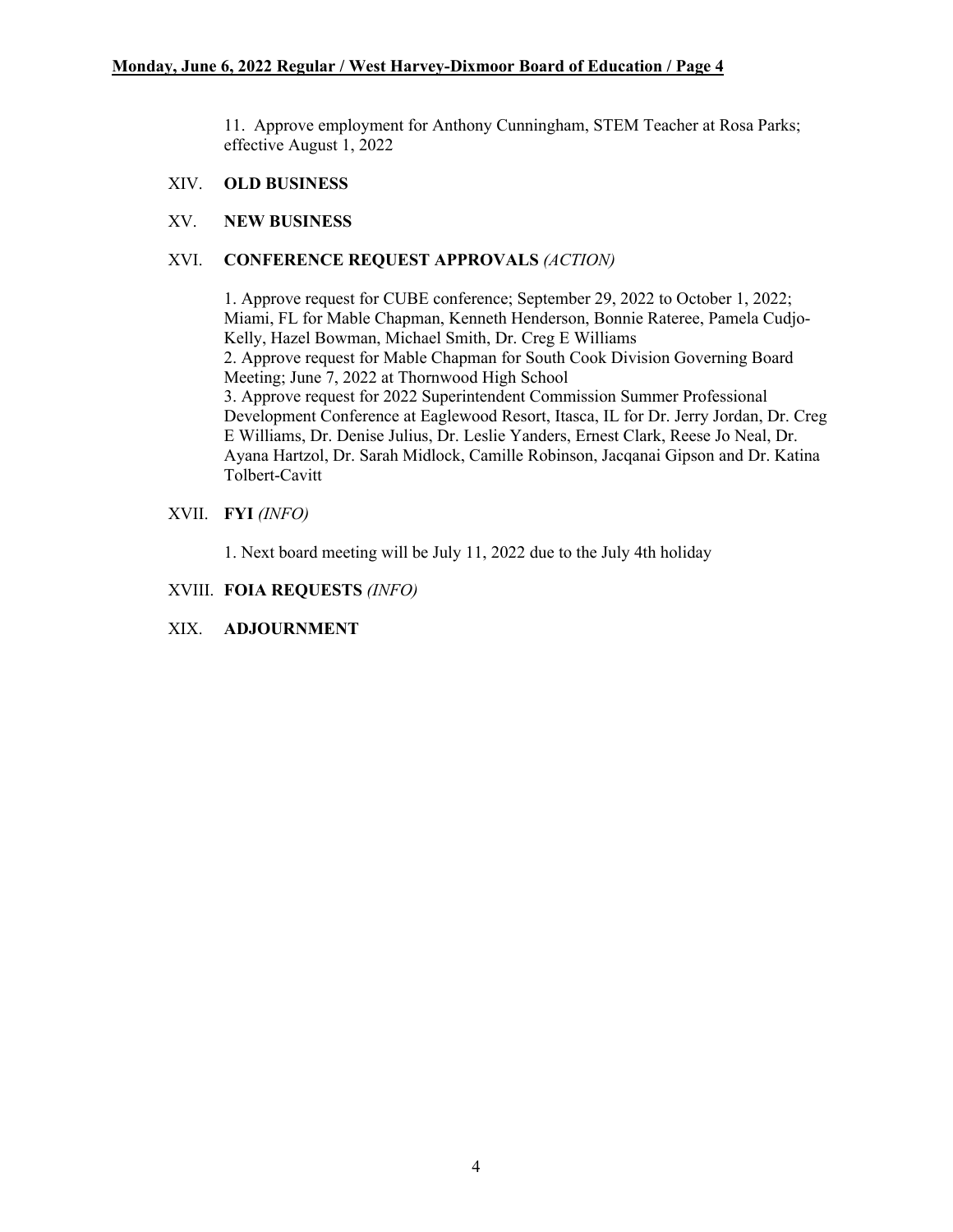11. Approve employment for Anthony Cunningham, STEM Teacher at Rosa Parks; effective August 1, 2022

XIV. **OLD BUSINESS**

XV. **NEW BUSINESS**

XVI. **CONFERENCE REQUEST APPROVALS** *(ACTION)*

1. Approve request for CUBE conference; September 29, 2022 to October 1, 2022; Miami, FL for Mable Chapman, Kenneth Henderson, Bonnie Rateree, Pamela Cudjo-Kelly, Hazel Bowman, Michael Smith, Dr. Creg E Williams
2. Approve request for Mable Chapman for South Cook Division Governing Board Meeting; June 7, 2022 at Thornwood High School
3. Approve request for 2022 Superintendent Commission Summer Professional Development Conference at Eaglewood Resort, Itasca, IL for Dr. Jerry Jordan, Dr. Creg E Williams, Dr. Denise Julius, Dr. Leslie Yanders, Ernest Clark, Reese Jo Neal, Dr. Ayana Hartzol, Dr. Sarah Midlock, Camille Robinson, Jacqanai Gipson and Dr. Katina Tolbert-Cavitt

XVII. **FYI** *(INFO)*

1. Next board meeting will be July 11, 2022 due to the July 4th holiday

XVIII. **FOIA REQUESTS** *(INFO)*

XIX. **ADJOURNMENT**